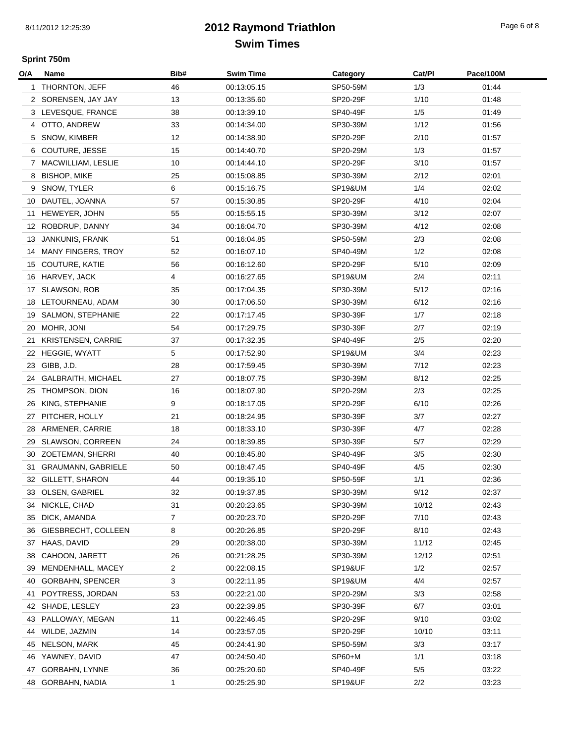# 2012 Raymond Triathlon
## Swim Times

**Sprint 750m**

| O/A | Name | Bib# | Swim Time | Category | Cat/Pl | Pace/100M |
|---|---|---|---|---|---|---|
| 1 | THORNTON, JEFF | 46 | 00:13:05.15 | SP50-59M | 1/3 | 01:44 |
| 2 | SORENSEN, JAY JAY | 13 | 00:13:35.60 | SP20-29F | 1/10 | 01:48 |
| 3 | LEVESQUE, FRANCE | 38 | 00:13:39.10 | SP40-49F | 1/5 | 01:49 |
| 4 | OTTO, ANDREW | 33 | 00:14:34.00 | SP30-39M | 1/12 | 01:56 |
| 5 | SNOW, KIMBER | 12 | 00:14:38.90 | SP20-29F | 2/10 | 01:57 |
| 6 | COUTURE, JESSE | 15 | 00:14:40.70 | SP20-29M | 1/3 | 01:57 |
| 7 | MACWILLIAM, LESLIE | 10 | 00:14:44.10 | SP20-29F | 3/10 | 01:57 |
| 8 | BISHOP, MIKE | 25 | 00:15:08.85 | SP30-39M | 2/12 | 02:01 |
| 9 | SNOW, TYLER | 6 | 00:15:16.75 | SP19&UM | 1/4 | 02:02 |
| 10 | DAUTEL, JOANNA | 57 | 00:15:30.85 | SP20-29F | 4/10 | 02:04 |
| 11 | HEWEYER, JOHN | 55 | 00:15:55.15 | SP30-39M | 3/12 | 02:07 |
| 12 | ROBDRUP, DANNY | 34 | 00:16:04.70 | SP30-39M | 4/12 | 02:08 |
| 13 | JANKUNIS, FRANK | 51 | 00:16:04.85 | SP50-59M | 2/3 | 02:08 |
| 14 | MANY FINGERS, TROY | 52 | 00:16:07.10 | SP40-49M | 1/2 | 02:08 |
| 15 | COUTURE, KATIE | 56 | 00:16:12.60 | SP20-29F | 5/10 | 02:09 |
| 16 | HARVEY, JACK | 4 | 00:16:27.65 | SP19&UM | 2/4 | 02:11 |
| 17 | SLAWSON, ROB | 35 | 00:17:04.35 | SP30-39M | 5/12 | 02:16 |
| 18 | LETOURNEAU, ADAM | 30 | 00:17:06.50 | SP30-39M | 6/12 | 02:16 |
| 19 | SALMON, STEPHANIE | 22 | 00:17:17.45 | SP30-39F | 1/7 | 02:18 |
| 20 | MOHR, JONI | 54 | 00:17:29.75 | SP30-39F | 2/7 | 02:19 |
| 21 | KRISTENSEN, CARRIE | 37 | 00:17:32.35 | SP40-49F | 2/5 | 02:20 |
| 22 | HEGGIE, WYATT | 5 | 00:17:52.90 | SP19&UM | 3/4 | 02:23 |
| 23 | GIBB, J.D. | 28 | 00:17:59.45 | SP30-39M | 7/12 | 02:23 |
| 24 | GALBRAITH, MICHAEL | 27 | 00:18:07.75 | SP30-39M | 8/12 | 02:25 |
| 25 | THOMPSON, DION | 16 | 00:18:07.90 | SP20-29M | 2/3 | 02:25 |
| 26 | KING, STEPHANIE | 9 | 00:18:17.05 | SP20-29F | 6/10 | 02:26 |
| 27 | PITCHER, HOLLY | 21 | 00:18:24.95 | SP30-39F | 3/7 | 02:27 |
| 28 | ARMENER, CARRIE | 18 | 00:18:33.10 | SP30-39F | 4/7 | 02:28 |
| 29 | SLAWSON, CORREEN | 24 | 00:18:39.85 | SP30-39F | 5/7 | 02:29 |
| 30 | ZOETEMAN, SHERRI | 40 | 00:18:45.80 | SP40-49F | 3/5 | 02:30 |
| 31 | GRAUMANN, GABRIELE | 50 | 00:18:47.45 | SP40-49F | 4/5 | 02:30 |
| 32 | GILLETT, SHARON | 44 | 00:19:35.10 | SP50-59F | 1/1 | 02:36 |
| 33 | OLSEN, GABRIEL | 32 | 00:19:37.85 | SP30-39M | 9/12 | 02:37 |
| 34 | NICKLE, CHAD | 31 | 00:20:23.65 | SP30-39M | 10/12 | 02:43 |
| 35 | DICK, AMANDA | 7 | 00:20:23.70 | SP20-29F | 7/10 | 02:43 |
| 36 | GIESBRECHT, COLLEEN | 8 | 00:20:26.85 | SP20-29F | 8/10 | 02:43 |
| 37 | HAAS, DAVID | 29 | 00:20:38.00 | SP30-39M | 11/12 | 02:45 |
| 38 | CAHOON, JARETT | 26 | 00:21:28.25 | SP30-39M | 12/12 | 02:51 |
| 39 | MENDENHALL, MACEY | 2 | 00:22:08.15 | SP19&UF | 1/2 | 02:57 |
| 40 | GORBAHN, SPENCER | 3 | 00:22:11.95 | SP19&UM | 4/4 | 02:57 |
| 41 | POYTRESS, JORDAN | 53 | 00:22:21.00 | SP20-29M | 3/3 | 02:58 |
| 42 | SHADE, LESLEY | 23 | 00:22:39.85 | SP30-39F | 6/7 | 03:01 |
| 43 | PALLOWAY, MEGAN | 11 | 00:22:46.45 | SP20-29F | 9/10 | 03:02 |
| 44 | WILDE, JAZMIN | 14 | 00:23:57.05 | SP20-29F | 10/10 | 03:11 |
| 45 | NELSON, MARK | 45 | 00:24:41.90 | SP50-59M | 3/3 | 03:17 |
| 46 | YAWNEY, DAVID | 47 | 00:24:50.40 | SP60+M | 1/1 | 03:18 |
| 47 | GORBAHN, LYNNE | 36 | 00:25:20.60 | SP40-49F | 5/5 | 03:22 |
| 48 | GORBAHN, NADIA | 1 | 00:25:25.90 | SP19&UF | 2/2 | 03:23 |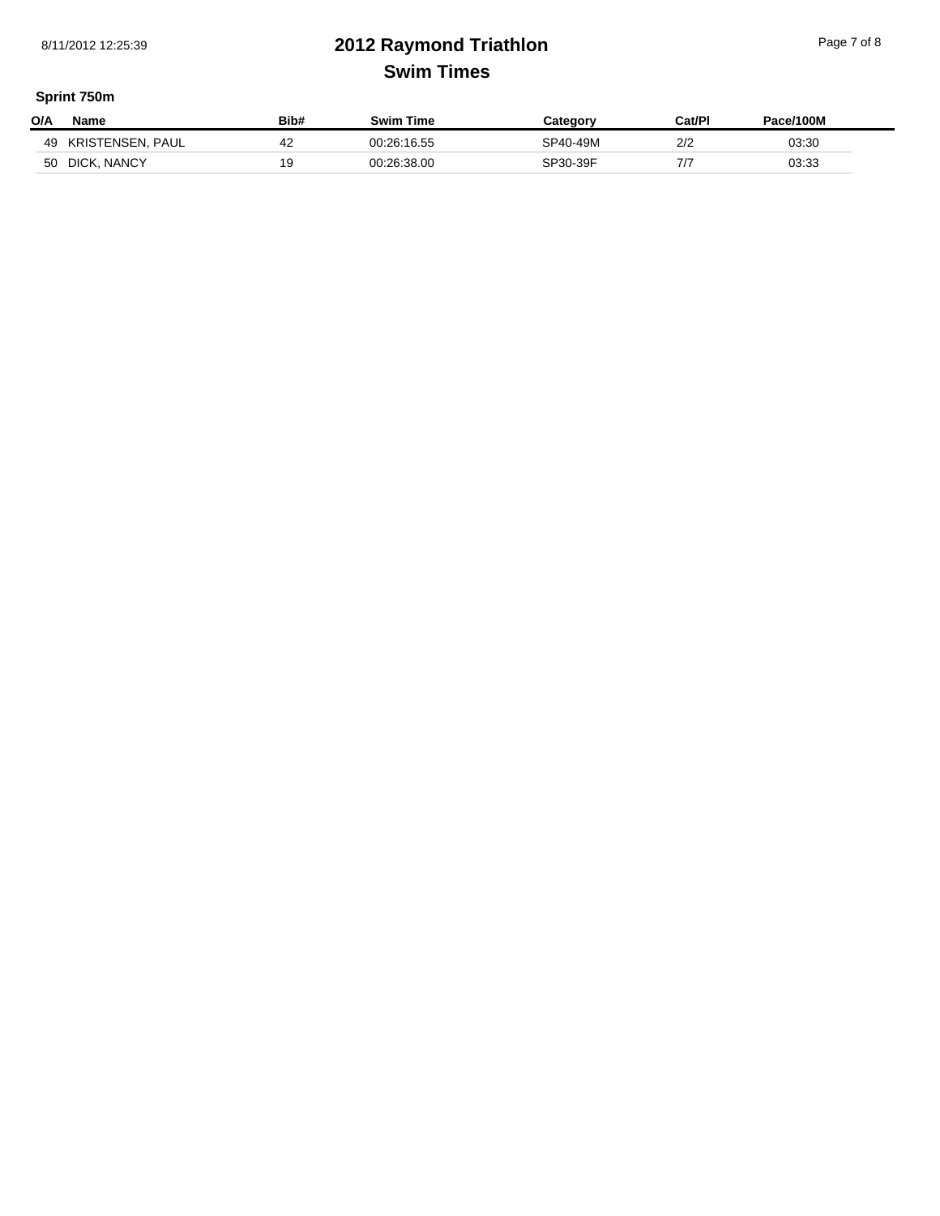# 2012 Raymond Triathlon
## Swim Times

### Sprint 750m

| O/A | Name | Bib# | Swim Time | Category | Cat/Pl | Pace/100M |
|---|---|---|---|---|---|---|
| 49 | KRISTENSEN, PAUL | 42 | 00:26:16.55 | SP40-49M | 2/2 | 03:30 |
| 50 | DICK, NANCY | 19 | 00:26:38.00 | SP30-39F | 7/7 | 03:33 |